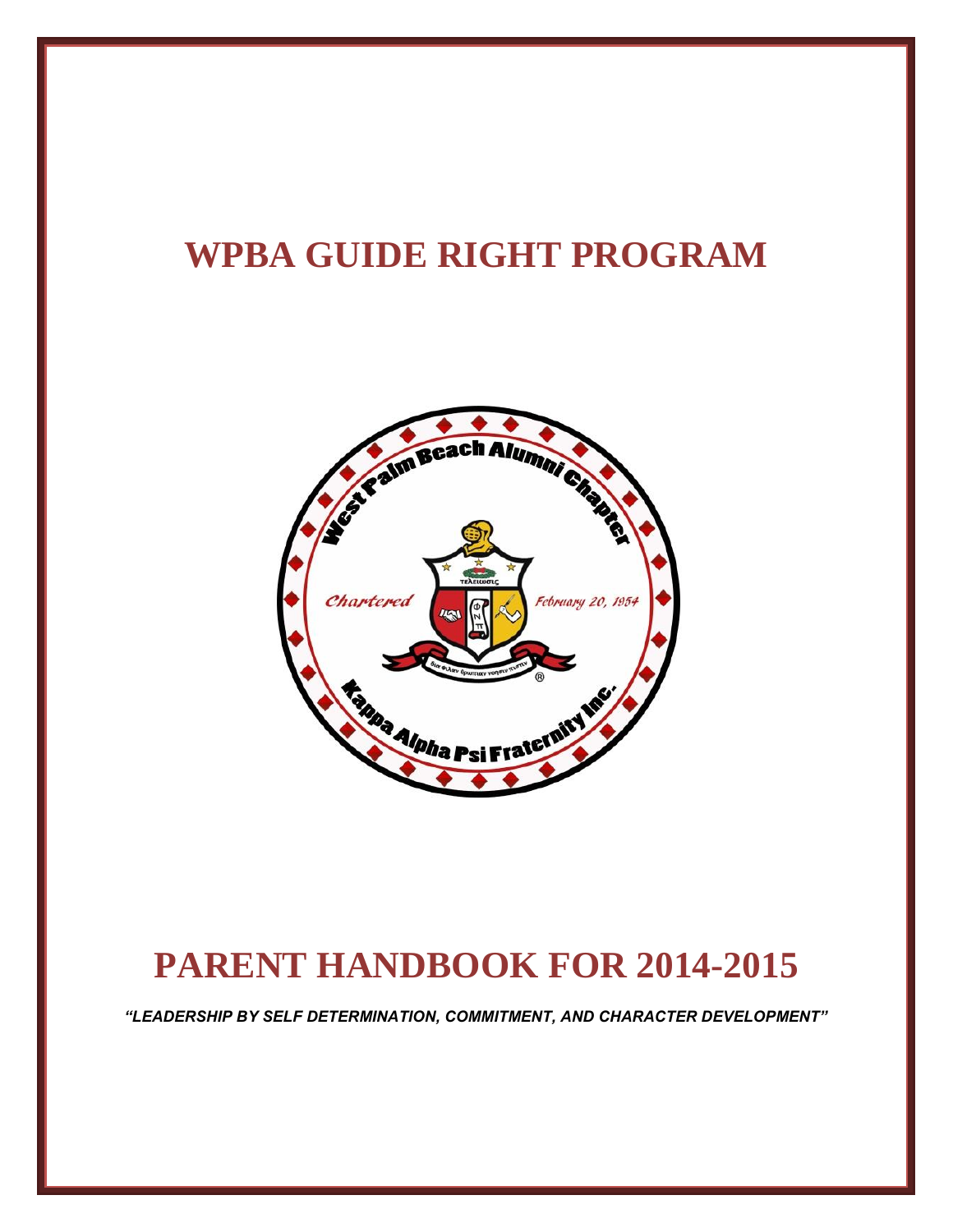# WPBA GUIDE RIGHT PROGRAM

# PARENT HANDBOOK FOR 2014-2015

***"LEADERSHIP BY SELF DETERMINATION, COMMITMENT, AND CHARACTER DEVELOPMENT"***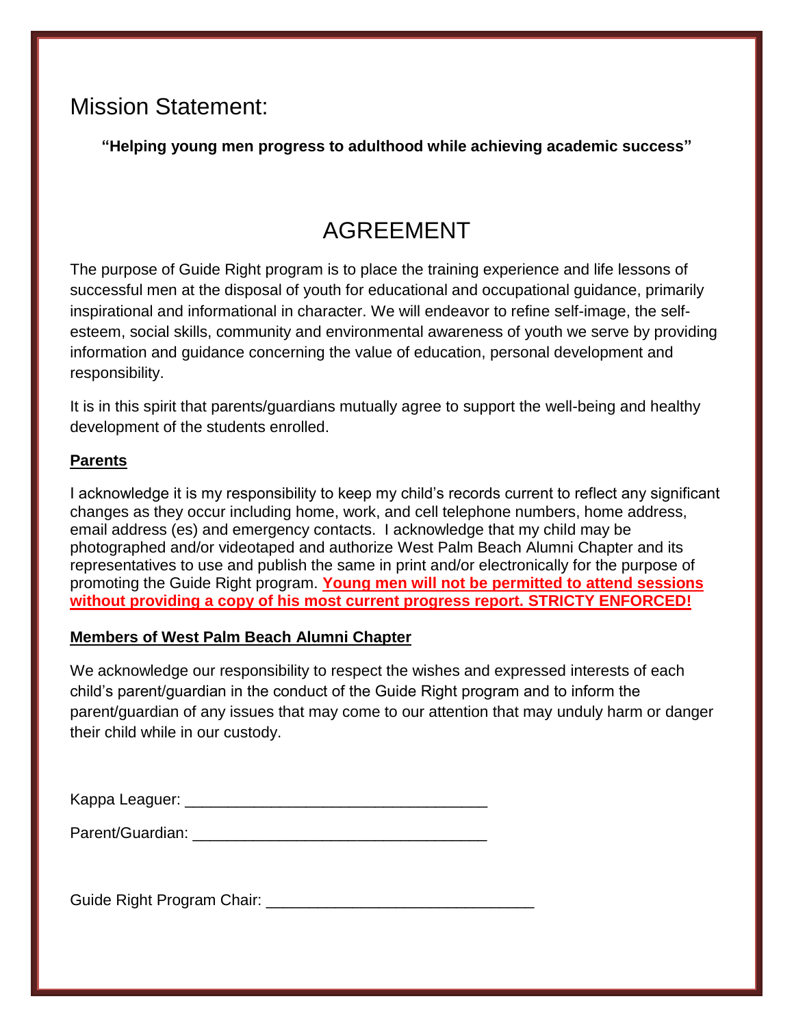# Mission Statement:

**"Helping young men progress to adulthood while achieving academic success"**

## AGREEMENT

The purpose of Guide Right program is to place the training experience and life lessons of successful men at the disposal of youth for educational and occupational guidance, primarily inspirational and informational in character. We will endeavor to refine self-image, the self-esteem, social skills, community and environmental awareness of youth we serve by providing information and guidance concerning the value of education, personal development and responsibility.

It is in this spirit that parents/guardians mutually agree to support the well-being and healthy development of the students enrolled.

**Parents**

I acknowledge it is my responsibility to keep my child's records current to reflect any significant changes as they occur including home, work, and cell telephone numbers, home address, email address (es) and emergency contacts. I acknowledge that my child may be photographed and/or videotaped and authorize West Palm Beach Alumni Chapter and its representatives to use and publish the same in print and/or electronically for the purpose of promoting the Guide Right program. **Young men will not be permitted to attend sessions without providing a copy of his most current progress report. STRICTY ENFORCED!**

**Members of West Palm Beach Alumni Chapter**

We acknowledge our responsibility to respect the wishes and expressed interests of each child's parent/guardian in the conduct of the Guide Right program and to inform the parent/guardian of any issues that may come to our attention that may unduly harm or danger their child while in our custody.

Kappa Leaguer: ___________________________________

Parent/Guardian: __________________________________

Guide Right Program Chair: ______________________________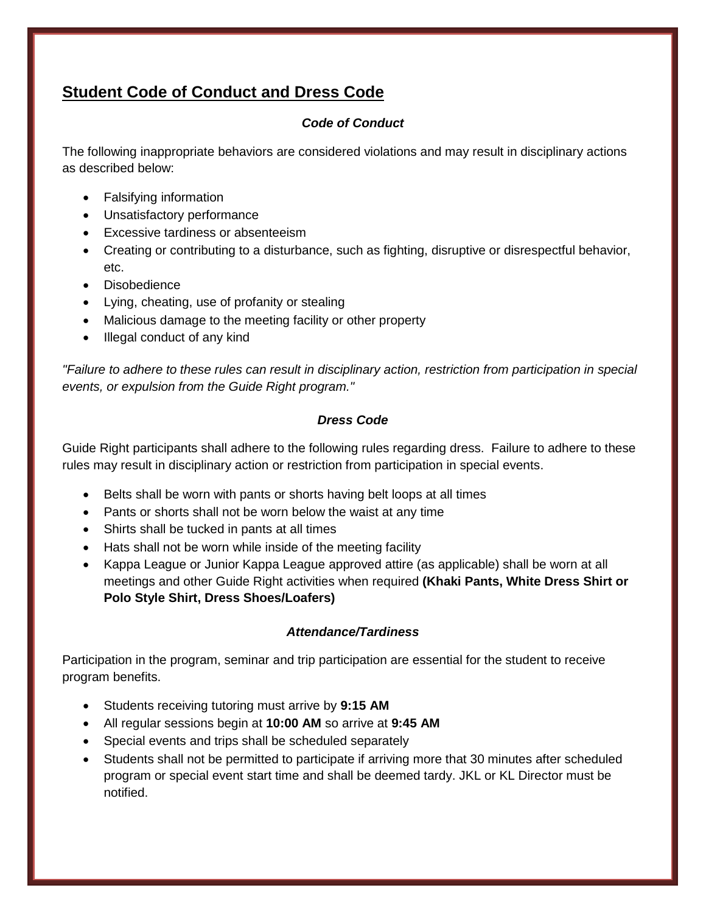## Student Code of Conduct and Dress Code

### *Code of Conduct*

The following inappropriate behaviors are considered violations and may result in disciplinary actions as described below:

- Falsifying information
- Unsatisfactory performance
- Excessive tardiness or absenteeism
- Creating or contributing to a disturbance, such as fighting, disruptive or disrespectful behavior, etc.
- Disobedience
- Lying, cheating, use of profanity or stealing
- Malicious damage to the meeting facility or other property
- Illegal conduct of any kind

*"Failure to adhere to these rules can result in disciplinary action, restriction from participation in special events, or expulsion from the Guide Right program."*

### *Dress Code*

Guide Right participants shall adhere to the following rules regarding dress. Failure to adhere to these rules may result in disciplinary action or restriction from participation in special events.

- Belts shall be worn with pants or shorts having belt loops at all times
- Pants or shorts shall not be worn below the waist at any time
- Shirts shall be tucked in pants at all times
- Hats shall not be worn while inside of the meeting facility
- Kappa League or Junior Kappa League approved attire (as applicable) shall be worn at all meetings and other Guide Right activities when required **(Khaki Pants, White Dress Shirt or Polo Style Shirt, Dress Shoes/Loafers)**

### *Attendance/Tardiness*

Participation in the program, seminar and trip participation are essential for the student to receive program benefits.

- Students receiving tutoring must arrive by **9:15 AM**
- All regular sessions begin at **10:00 AM** so arrive at **9:45 AM**
- Special events and trips shall be scheduled separately
- Students shall not be permitted to participate if arriving more that 30 minutes after scheduled program or special event start time and shall be deemed tardy. JKL or KL Director must be notified.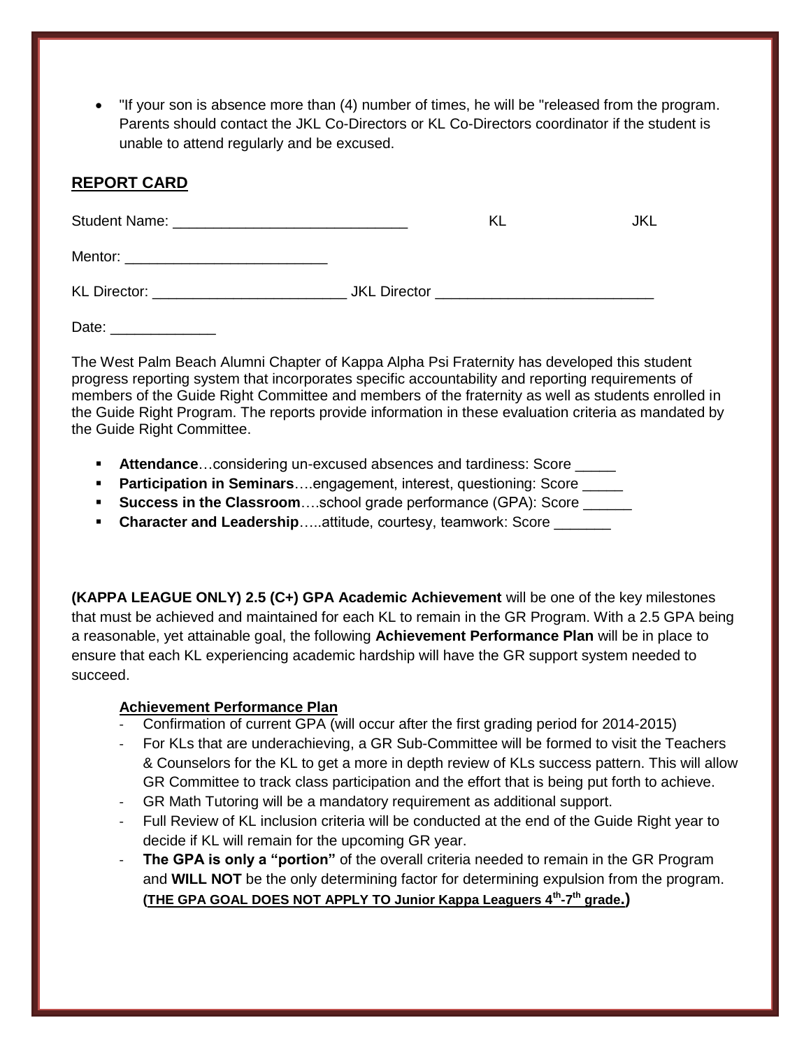- "If your son is absence more than (4) number of times, he will be "released from the program. Parents should contact the JKL Co-Directors or KL Co-Directors coordinator if the student is unable to attend regularly and be excused.

## REPORT CARD

Student Name: ____________________________ KL JKL

Mentor: _________________________

KL Director: ________________________ JKL Director ___________________________

Date: _____________

The West Palm Beach Alumni Chapter of Kappa Alpha Psi Fraternity has developed this student progress reporting system that incorporates specific accountability and reporting requirements of members of the Guide Right Committee and members of the fraternity as well as students enrolled in the Guide Right Program. The reports provide information in these evaluation criteria as mandated by the Guide Right Committee.

- **Attendance**…considering un-excused absences and tardiness: Score _____
- **Participation in Seminars**….engagement, interest, questioning: Score _____
- **Success in the Classroom**….school grade performance (GPA): Score ______
- **Character and Leadership**…..attitude, courtesy, teamwork: Score _______

**(KAPPA LEAGUE ONLY) 2.5 (C+) GPA Academic Achievement** will be one of the key milestones that must be achieved and maintained for each KL to remain in the GR Program. With a 2.5 GPA being a reasonable, yet attainable goal, the following **Achievement Performance Plan** will be in place to ensure that each KL experiencing academic hardship will have the GR support system needed to succeed.

**Achievement Performance Plan**

- Confirmation of current GPA (will occur after the first grading period for 2014-2015)
- For KLs that are underachieving, a GR Sub-Committee will be formed to visit the Teachers & Counselors for the KL to get a more in depth review of KLs success pattern. This will allow GR Committee to track class participation and the effort that is being put forth to achieve.
- GR Math Tutoring will be a mandatory requirement as additional support.
- Full Review of KL inclusion criteria will be conducted at the end of the Guide Right year to decide if KL will remain for the upcoming GR year.
- **The GPA is only a "portion"** of the overall criteria needed to remain in the GR Program and **WILL NOT** be the only determining factor for determining expulsion from the program. **(THE GPA GOAL DOES NOT APPLY TO Junior Kappa Leaguers 4th-7th grade.)**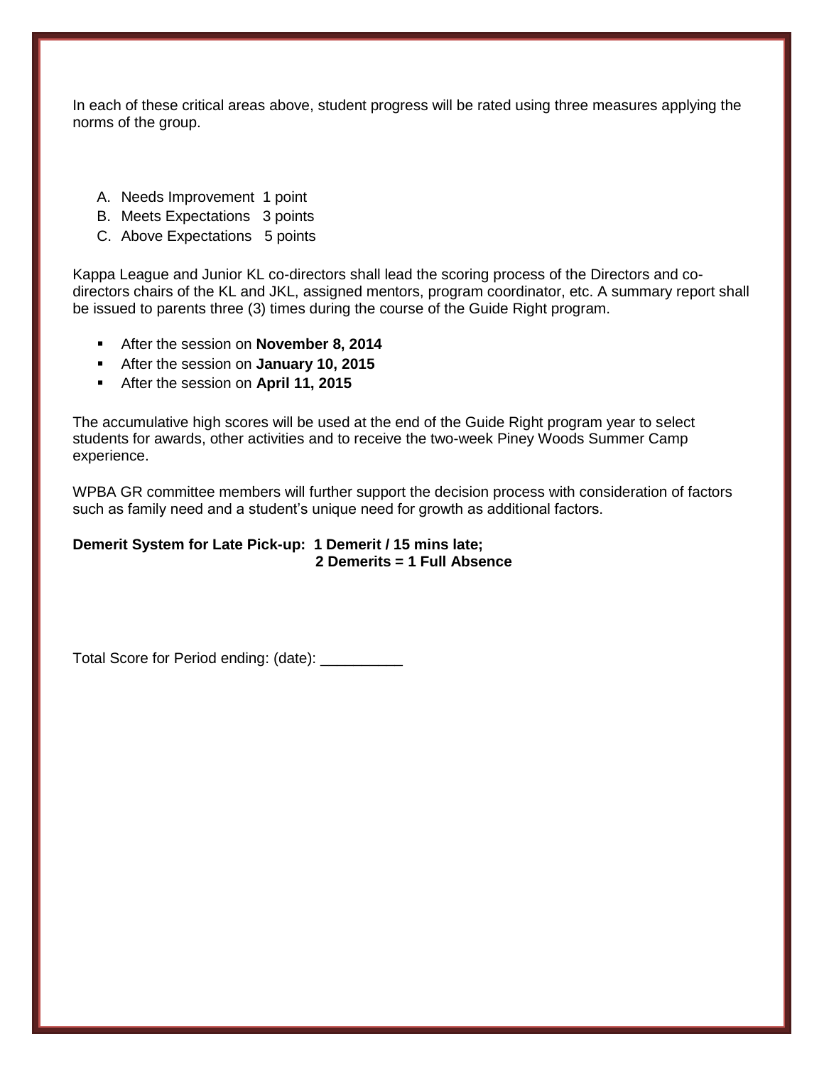In each of these critical areas above, student progress will be rated using three measures applying the norms of the group.

A. Needs Improvement 1 point
B. Meets Expectations 3 points
C. Above Expectations 5 points

Kappa League and Junior KL co-directors shall lead the scoring process of the Directors and co-directors chairs of the KL and JKL, assigned mentors, program coordinator, etc. A summary report shall be issued to parents three (3) times during the course of the Guide Right program.

- After the session on **November 8, 2014**
- After the session on **January 10, 2015**
- After the session on **April 11, 2015**

The accumulative high scores will be used at the end of the Guide Right program year to select students for awards, other activities and to receive the two-week Piney Woods Summer Camp experience.

WPBA GR committee members will further support the decision process with consideration of factors such as family need and a student's unique need for growth as additional factors.

**Demerit System for Late Pick-up: 1 Demerit / 15 mins late;**
**2 Demerits = 1 Full Absence**

Total Score for Period ending: (date): __________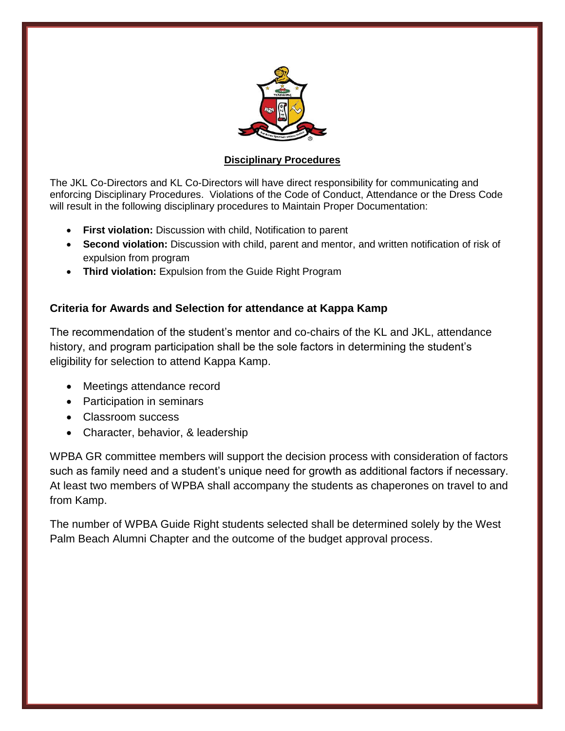## Disciplinary Procedures

The JKL Co-Directors and KL Co-Directors will have direct responsibility for communicating and enforcing Disciplinary Procedures. Violations of the Code of Conduct, Attendance or the Dress Code will result in the following disciplinary procedures to Maintain Proper Documentation:

- **First violation:** Discussion with child, Notification to parent
- **Second violation:** Discussion with child, parent and mentor, and written notification of risk of expulsion from program
- **Third violation:** Expulsion from the Guide Right Program

### Criteria for Awards and Selection for attendance at Kappa Kamp

The recommendation of the student's mentor and co-chairs of the KL and JKL, attendance history, and program participation shall be the sole factors in determining the student's eligibility for selection to attend Kappa Kamp.

- Meetings attendance record
- Participation in seminars
- Classroom success
- Character, behavior, & leadership

WPBA GR committee members will support the decision process with consideration of factors such as family need and a student's unique need for growth as additional factors if necessary. At least two members of WPBA shall accompany the students as chaperones on travel to and from Kamp.

The number of WPBA Guide Right students selected shall be determined solely by the West Palm Beach Alumni Chapter and the outcome of the budget approval process.